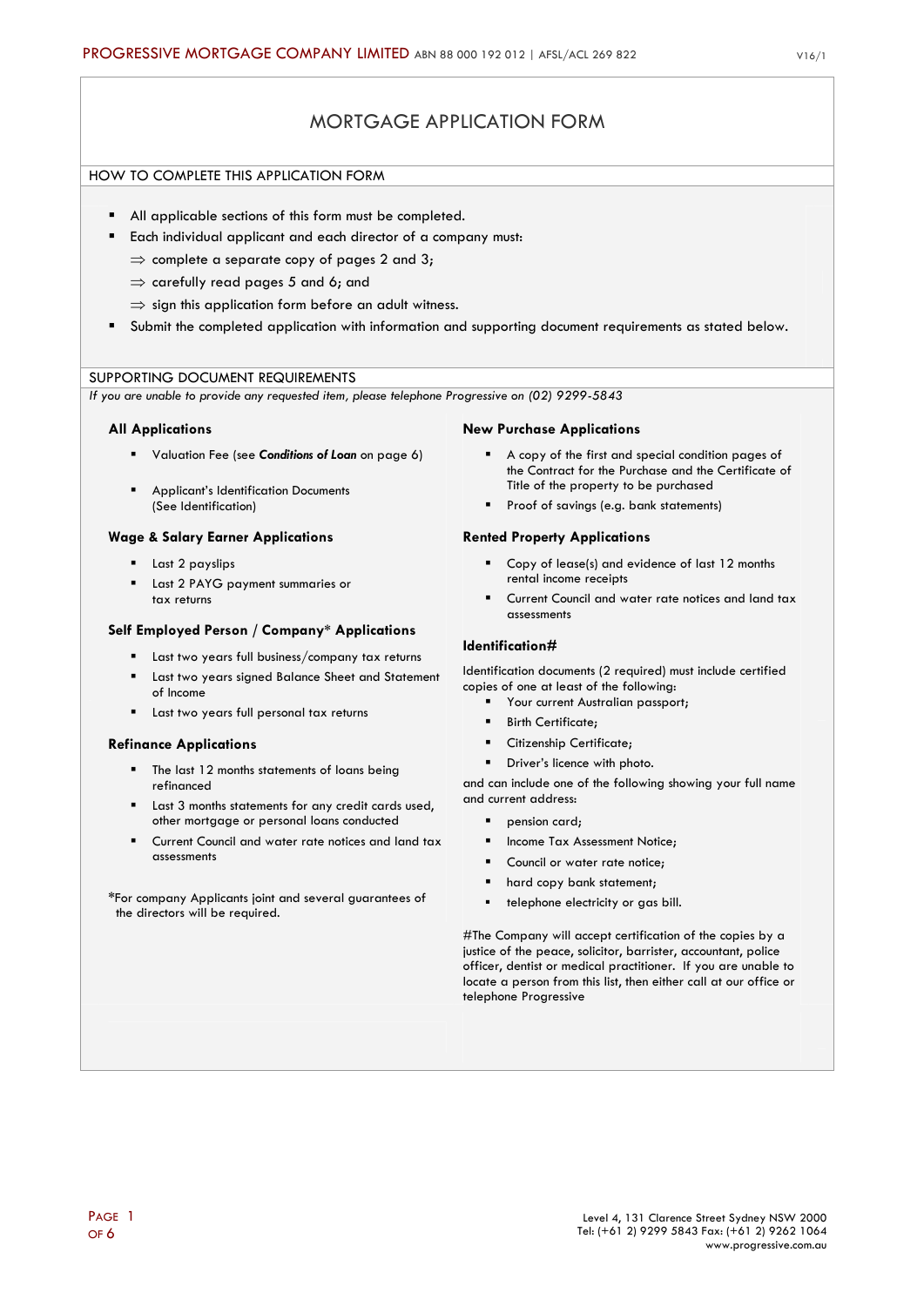PROGRESSIVE MORTGAGE COMPANY LIMITED ABN 88 000 192 012 | AFSL/ACL 269 822

# MORTGAGE APPLICATION FORM

## HOW TO COMPLETE THIS APPLICATION FORM

- All applicable sections of this form must be completed.
- Each individual applicant and each director of a company must:
  - ⇒ complete a separate copy of pages 2 and 3;
  - ⇒ carefully read pages 5 and 6; and
  - ⇒ sign this application form before an adult witness.
- Submit the completed application with information and supporting document requirements as stated below.

## SUPPORTING DOCUMENT REQUIREMENTS

*If you are unable to provide any requested item, please telephone Progressive on (02) 9299-5843*

### All Applications

- Valuation Fee (see ***Conditions of Loan*** on page 6)
- Applicant's Identification Documents (See Identification)

### Wage & Salary Earner Applications

- Last 2 payslips
- Last 2 PAYG payment summaries or tax returns

### Self Employed Person / Company* Applications

- Last two years full business/company tax returns
- Last two years signed Balance Sheet and Statement of Income
- Last two years full personal tax returns

### Refinance Applications

- The last 12 months statements of loans being refinanced
- Last 3 months statements for any credit cards used, other mortgage or personal loans conducted
- Current Council and water rate notices and land tax assessments

*For company Applicants joint and several guarantees of the directors will be required.

### New Purchase Applications

- A copy of the first and special condition pages of the Contract for the Purchase and the Certificate of Title of the property to be purchased
- Proof of savings (e.g. bank statements)

### Rented Property Applications

- Copy of lease(s) and evidence of last 12 months rental income receipts
- Current Council and water rate notices and land tax assessments

### Identification#

Identification documents (2 required) must include certified copies of one at least of the following:

- Your current Australian passport;
- Birth Certificate;
- Citizenship Certificate;
- Driver's licence with photo.

and can include one of the following showing your full name and current address:

- pension card;
- Income Tax Assessment Notice;
- Council or water rate notice;
- hard copy bank statement;
- telephone electricity or gas bill.

#The Company will accept certification of the copies by a justice of the peace, solicitor, barrister, accountant, police officer, dentist or medical practitioner. If you are unable to locate a person from this list, then either call at our office or telephone Progressive

Level 4, 131 Clarence Street Sydney NSW 2000
Tel: (+61 2) 9299 5843 Fax: (+61 2) 9262 1064
www.progressive.com.au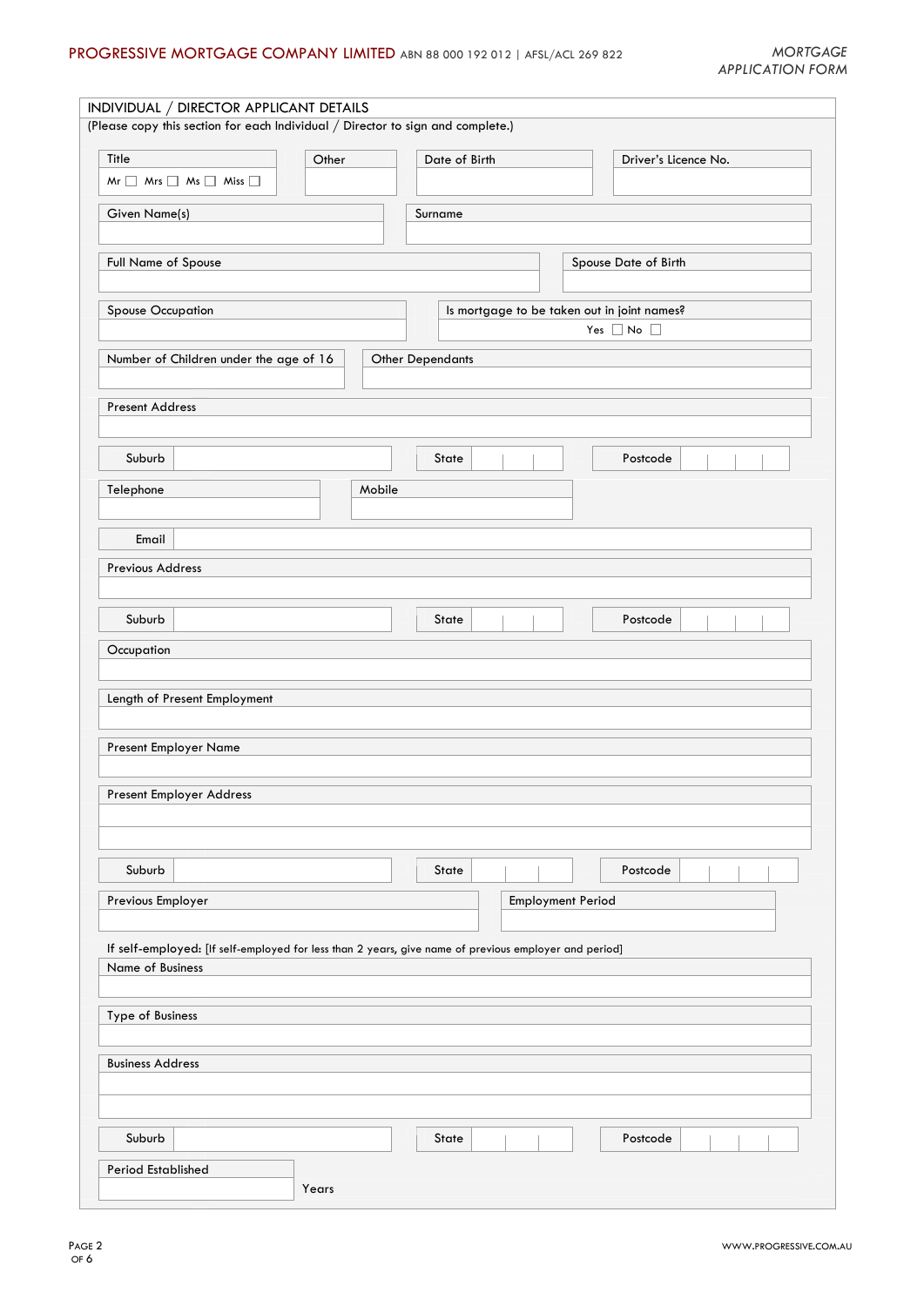## INDIVIDUAL / DIRECTOR APPLICANT DETAILS

(Please copy this section for each Individual / Director to sign and complete.)

| Title | Other | Date of Birth | Driver's Licence No. |
|---|---|---|---|
| Mr ☐ Mrs ☐ Ms ☐ Miss ☐ | | | |

| Given Name(s) | Surname |
|---|---|
| | |

| Full Name of Spouse | Spouse Date of Birth |
|---|---|
| | |

| Spouse Occupation | Is mortgage to be taken out in joint names? |
|---|---|
| | Yes ☐ No ☐ |

| Number of Children under the age of 16 | Other Dependants |
|---|---|
| | |

Present Address

| Suburb | | State | | Postcode | |
|---|---|---|---|---|---|

| Telephone | Mobile |
|---|---|
| | |

Email

Previous Address

| Suburb | | State | | Postcode | |
|---|---|---|---|---|---|

Occupation

Length of Present Employment

Present Employer Name

Present Employer Address

| Suburb | | State | | Postcode | |
|---|---|---|---|---|---|

| Previous Employer | Employment Period |
|---|---|
| | |

If self-employed: [If self-employed for less than 2 years, give name of previous employer and period]

Name of Business

Type of Business

Business Address

| Suburb | | State | | Postcode | |
|---|---|---|---|---|---|

| Period Established | |
|---|---|
| | Years |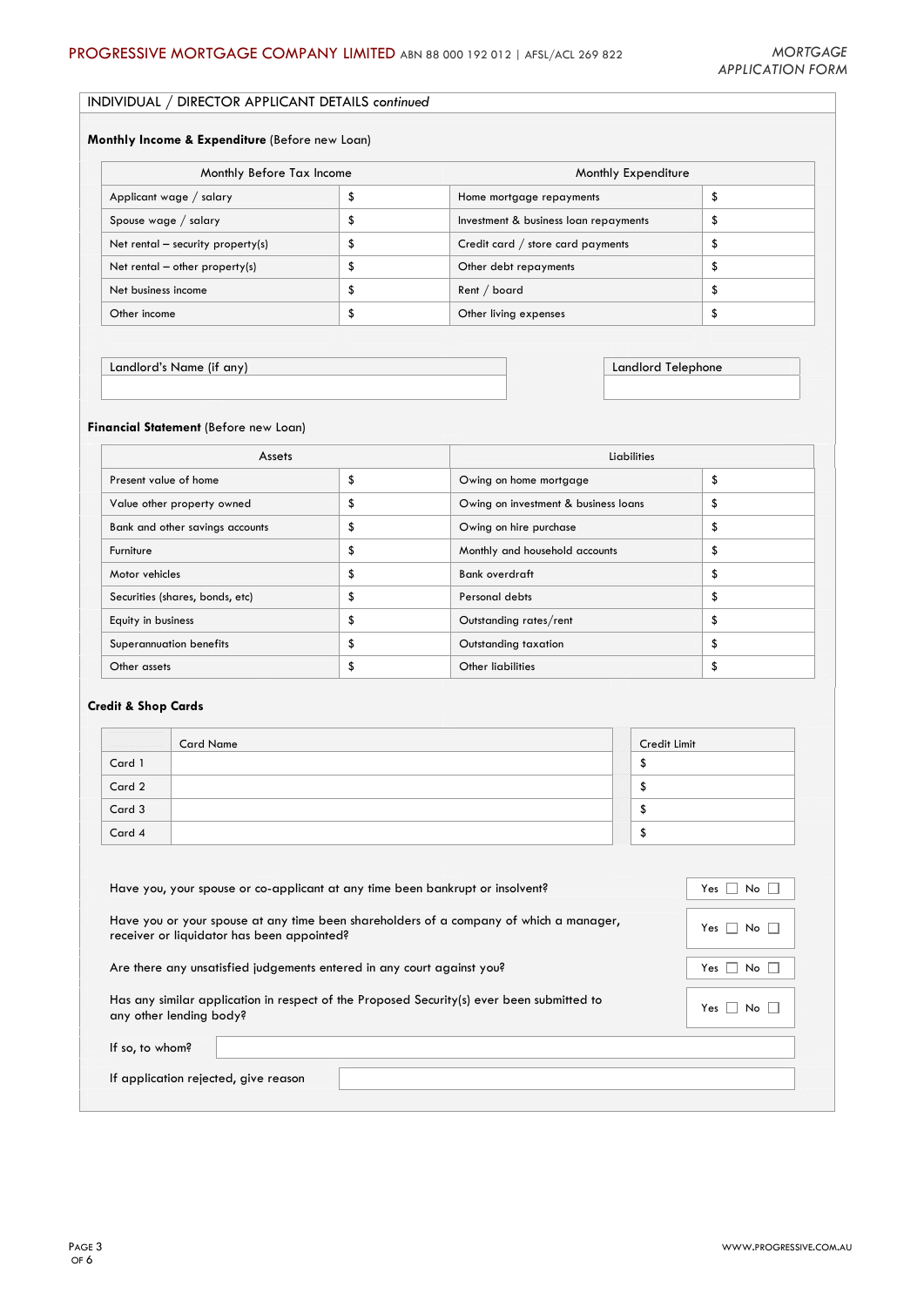## INDIVIDUAL / DIRECTOR APPLICANT DETAILS *continued*

**Monthly Income & Expenditure** (Before new Loan)

| Monthly Before Tax Income | | Monthly Expenditure | |
|---|---|---|---|
| Applicant wage / salary | $ | Home mortgage repayments | $ |
| Spouse wage / salary | $ | Investment & business loan repayments | $ |
| Net rental – security property(s) | $ | Credit card / store card payments | $ |
| Net rental – other property(s) | $ | Other debt repayments | $ |
| Net business income | $ | Rent / board | $ |
| Other income | $ | Other living expenses | $ |

| Landlord's Name (if any) | Landlord Telephone |
|---|---|
| | |

**Financial Statement** (Before new Loan)

| Assets | | Liabilities | |
|---|---|---|---|
| Present value of home | $ | Owing on home mortgage | $ |
| Value other property owned | $ | Owing on investment & business loans | $ |
| Bank and other savings accounts | $ | Owing on hire purchase | $ |
| Furniture | $ | Monthly and household accounts | $ |
| Motor vehicles | $ | Bank overdraft | $ |
| Securities (shares, bonds, etc) | $ | Personal debts | $ |
| Equity in business | $ | Outstanding rates/rent | $ |
| Superannuation benefits | $ | Outstanding taxation | $ |
| Other assets | $ | Other liabilities | $ |

**Credit & Shop Cards**

| | Card Name | Credit Limit |
|---|---|---|
| Card 1 | | $ |
| Card 2 | | $ |
| Card 3 | | $ |
| Card 4 | | $ |

| | |
|---|---|
| Have you, your spouse or co-applicant at any time been bankrupt or insolvent? | Yes ☐ No ☐ |
| Have you or your spouse at any time been shareholders of a company of which a manager, receiver or liquidator has been appointed? | Yes ☐ No ☐ |
| Are there any unsatisfied judgements entered in any court against you? | Yes ☐ No ☐ |
| Has any similar application in respect of the Proposed Security(s) ever been submitted to any other lending body? | Yes ☐ No ☐ |

If so, to whom?

If application rejected, give reason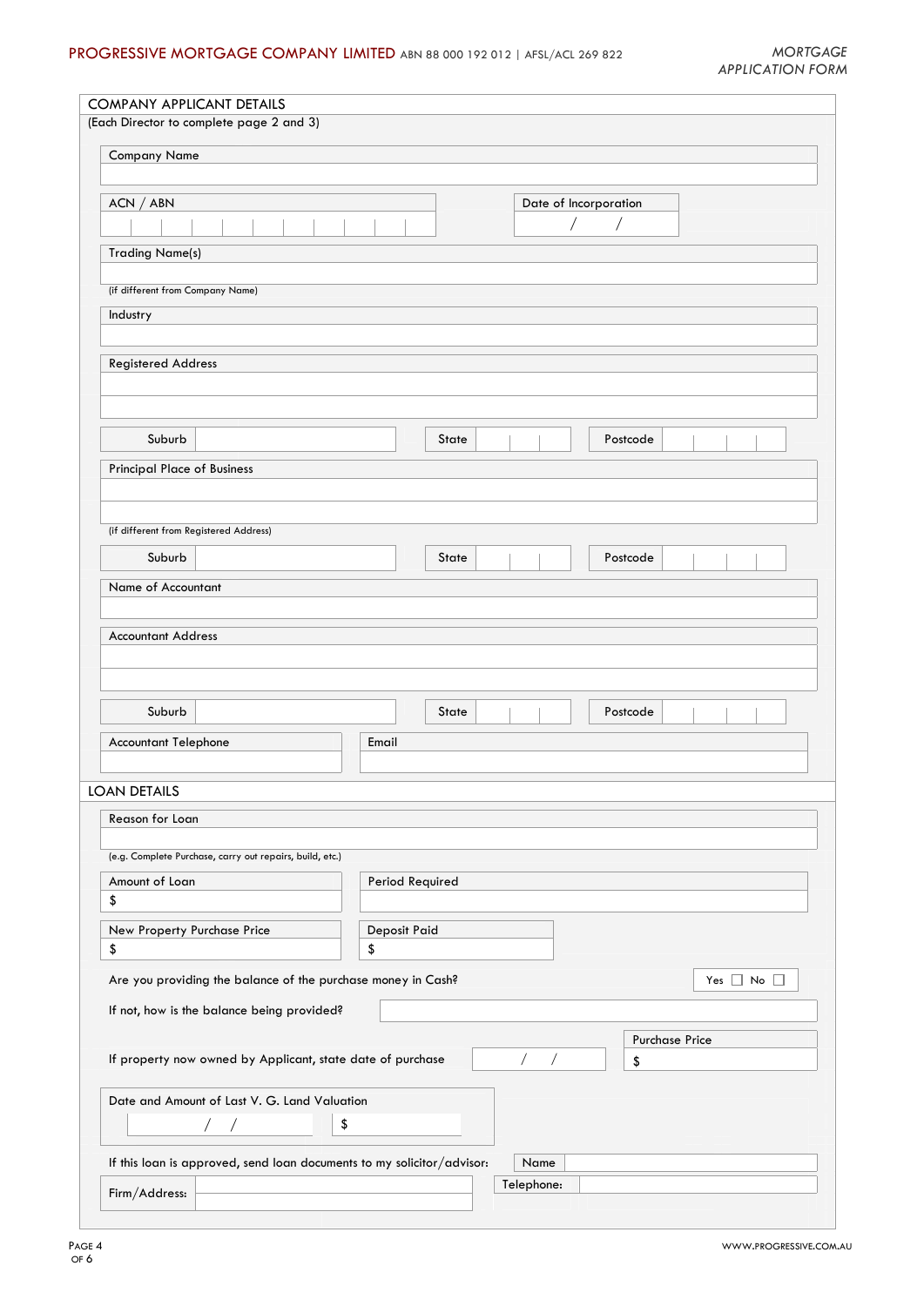PROGRESSIVE MORTGAGE COMPANY LIMITED ABN 88 000 192 012 | AFSL/ACL 269 822

*MORTGAGE APPLICATION FORM*

## COMPANY APPLICANT DETAILS

(Each Director to complete page 2 and 3)

Company Name

ACN / ABN

Date of Incorporation  /  /

Trading Name(s)

(if different from Company Name)

Industry

Registered Address

Suburb | State | Postcode

Principal Place of Business

(if different from Registered Address)

Suburb | State | Postcode

Name of Accountant

Accountant Address

Suburb | State | Postcode

Accountant Telephone | Email

## LOAN DETAILS

Reason for Loan

(e.g. Complete Purchase, carry out repairs, build, etc.)

Amount of Loan
$

Period Required

New Property Purchase Price
$

Deposit Paid
$

Are you providing the balance of the purchase money in Cash? Yes ☐ No ☐

If not, how is the balance being provided?

If property now owned by Applicant, state date of purchase  /  /

Purchase Price
$

Date and Amount of Last V. G. Land Valuation
/  /  $

If this loan is approved, send loan documents to my solicitor/advisor: Name

Firm/Address:

Telephone: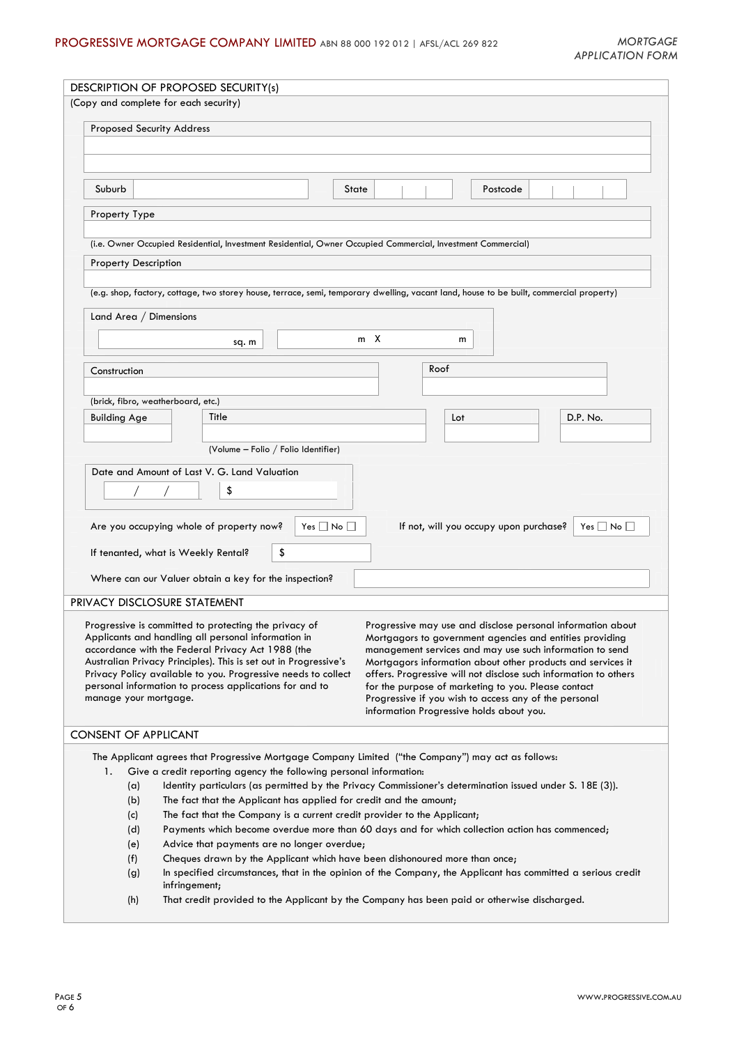## DESCRIPTION OF PROPOSED SECURITY(s)

(Copy and complete for each security)

Proposed Security Address

Suburb | State | Postcode

Property Type

(i.e. Owner Occupied Residential, Investment Residential, Owner Occupied Commercial, Investment Commercial)

Property Description

(e.g. shop, factory, cottage, two storey house, terrace, semi, temporary dwelling, vacant land, house to be built, commercial property)

Land Area / Dimensions

sq. m | m X m

Construction | Roof

(brick, fibro, weatherboard, etc.)

Building Age | Title | Lot | D.P. No.

(Volume – Folio / Folio Identifier)

Date and Amount of Last V. G. Land Valuation

/ / | $

Are you occupying whole of property now? Yes ☐ No ☐

If not, will you occupy upon purchase? Yes ☐ No ☐

If tenanted, what is Weekly Rental? $

Where can our Valuer obtain a key for the inspection?

## PRIVACY DISCLOSURE STATEMENT

Progressive is committed to protecting the privacy of Applicants and handling all personal information in accordance with the Federal Privacy Act 1988 (the Australian Privacy Principles). This is set out in Progressive's Privacy Policy available to you. Progressive needs to collect personal information to process applications for and to manage your mortgage.

Progressive may use and disclose personal information about Mortgagors to government agencies and entities providing management services and may use such information to send Mortgagors information about other products and services it offers. Progressive will not disclose such information to others for the purpose of marketing to you. Please contact Progressive if you wish to access any of the personal information Progressive holds about you.

## CONSENT OF APPLICANT

The Applicant agrees that Progressive Mortgage Company Limited ("the Company") may act as follows:

1. Give a credit reporting agency the following personal information:
   - (a) Identity particulars (as permitted by the Privacy Commissioner's determination issued under S. 18E (3)).
   - (b) The fact that the Applicant has applied for credit and the amount;
   - (c) The fact that the Company is a current credit provider to the Applicant;
   - (d) Payments which become overdue more than 60 days and for which collection action has commenced;
   - (e) Advice that payments are no longer overdue;
   - (f) Cheques drawn by the Applicant which have been dishonoured more than once;
   - (g) In specified circumstances, that in the opinion of the Company, the Applicant has committed a serious credit infringement;
   - (h) That credit provided to the Applicant by the Company has been paid or otherwise discharged.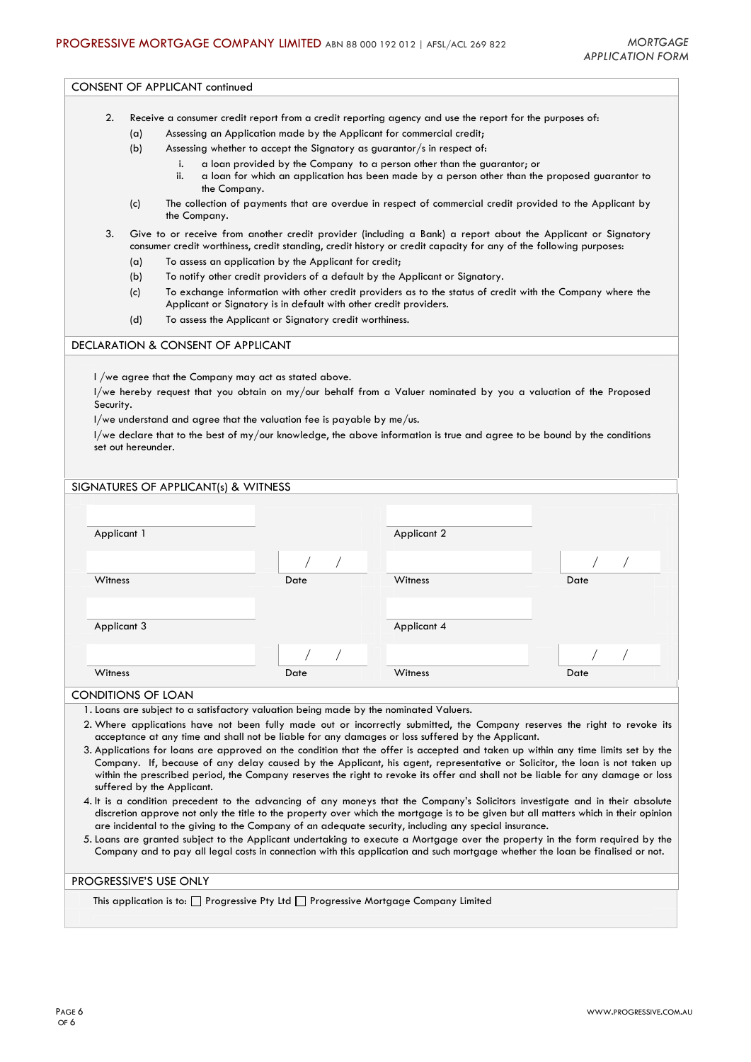## CONSENT OF APPLICANT continued

2. Receive a consumer credit report from a credit reporting agency and use the report for the purposes of:
   (a) Assessing an Application made by the Applicant for commercial credit;
   (b) Assessing whether to accept the Signatory as guarantor/s in respect of:
      i. a loan provided by the Company to a person other than the guarantor; or
      ii. a loan for which an application has been made by a person other than the proposed guarantor to the Company.
   (c) The collection of payments that are overdue in respect of commercial credit provided to the Applicant by the Company.
3. Give to or receive from another credit provider (including a Bank) a report about the Applicant or Signatory consumer credit worthiness, credit standing, credit history or credit capacity for any of the following purposes:
   (a) To assess an application by the Applicant for credit;
   (b) To notify other credit providers of a default by the Applicant or Signatory.
   (c) To exchange information with other credit providers as to the status of credit with the Company where the Applicant or Signatory is in default with other credit providers.
   (d) To assess the Applicant or Signatory credit worthiness.

## DECLARATION & CONSENT OF APPLICANT

I /we agree that the Company may act as stated above.

I/we hereby request that you obtain on my/our behalf from a Valuer nominated by you a valuation of the Proposed Security.

I/we understand and agree that the valuation fee is payable by me/us.

I/we declare that to the best of my/our knowledge, the above information is true and agree to be bound by the conditions set out hereunder.

## SIGNATURES OF APPLICANT(s) & WITNESS

| | | | |
|---|---|---|---|
| Applicant 1 | | Applicant 2 | |
| Witness | Date / / | Witness | Date / / |
| Applicant 3 | | Applicant 4 | |
| Witness | Date / / | Witness | Date / / |

## CONDITIONS OF LOAN

1. Loans are subject to a satisfactory valuation being made by the nominated Valuers.
2. Where applications have not been fully made out or incorrectly submitted, the Company reserves the right to revoke its acceptance at any time and shall not be liable for any damages or loss suffered by the Applicant.
3. Applications for loans are approved on the condition that the offer is accepted and taken up within any time limits set by the Company. If, because of any delay caused by the Applicant, his agent, representative or Solicitor, the loan is not taken up within the prescribed period, the Company reserves the right to revoke its offer and shall not be liable for any damage or loss suffered by the Applicant.
4. It is a condition precedent to the advancing of any moneys that the Company's Solicitors investigate and in their absolute discretion approve not only the title to the property over which the mortgage is to be given but all matters which in their opinion are incidental to the giving to the Company of an adequate security, including any special insurance.
5. Loans are granted subject to the Applicant undertaking to execute a Mortgage over the property in the form required by the Company and to pay all legal costs in connection with this application and such mortgage whether the loan be finalised or not.

## PROGRESSIVE'S USE ONLY

This application is to: ☐ Progressive Pty Ltd ☐ Progressive Mortgage Company Limited